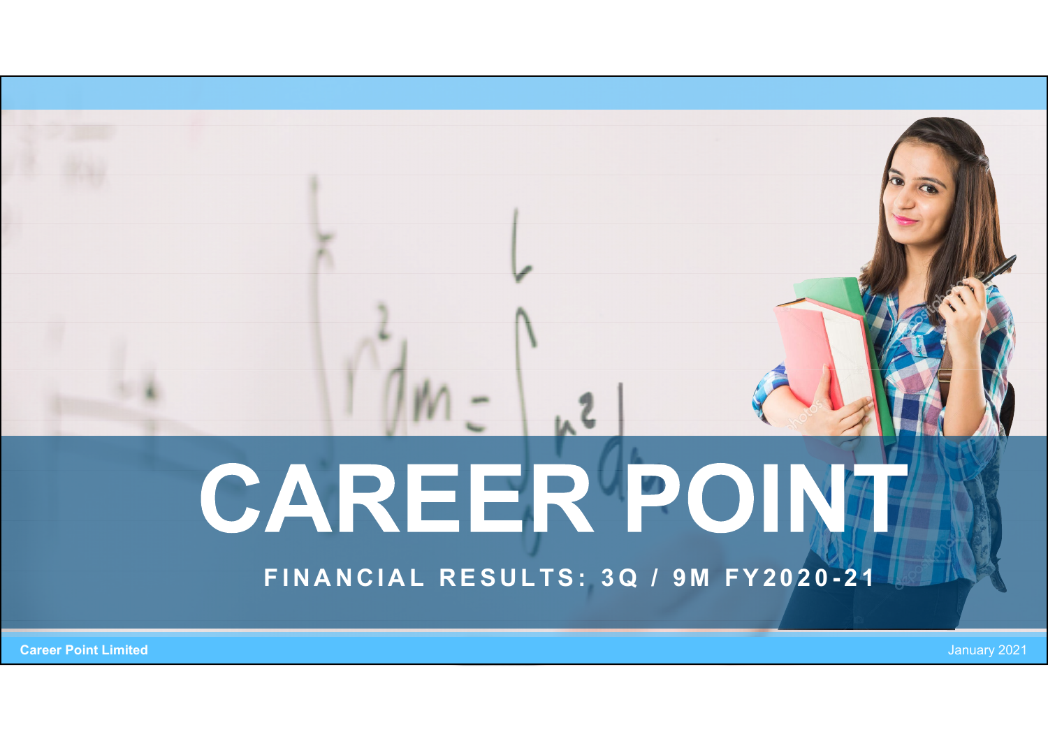# CAREER POINT

## FINANCIAL RESULTS: 3Q / 9M FY2020-21

Career Point Limited

January 2021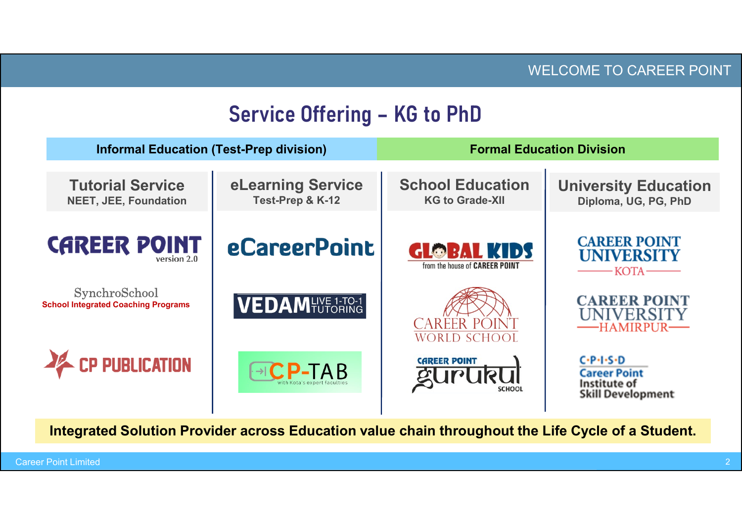# Service Offering – KG to PhD

| Informal Education (Test-Prep division) | | Formal Education Division | |
|---|---|---|---|
| **Tutorial Service** NEET, JEE, Foundation | **eLearning Service** Test-Prep & K-12 | **School Education** KG to Grade-XII | **University Education** Diploma, UG, PG, PhD |
| CAREER POINT version 2.0 | eCareerPoint | GLOBAL KIDS from the house of CAREER POINT | CAREER POINT UNIVERSITY KOTA |
| SynchroSchool School Integrated Coaching Programs | VEDAM LIVE 1-TO-1 TUTORING | CAREER POINT WORLD SCHOOL | CAREER POINT UNIVERSITY HAMIRPUR |
| CP PUBLICATION | CP-TAB with Kota's expert faculties | CAREER POINT gurukul SCHOOL | C·P·I·S·D Career Point Institute of Skill Development |

**Integrated Solution Provider across Education value chain throughout the Life Cycle of a Student.**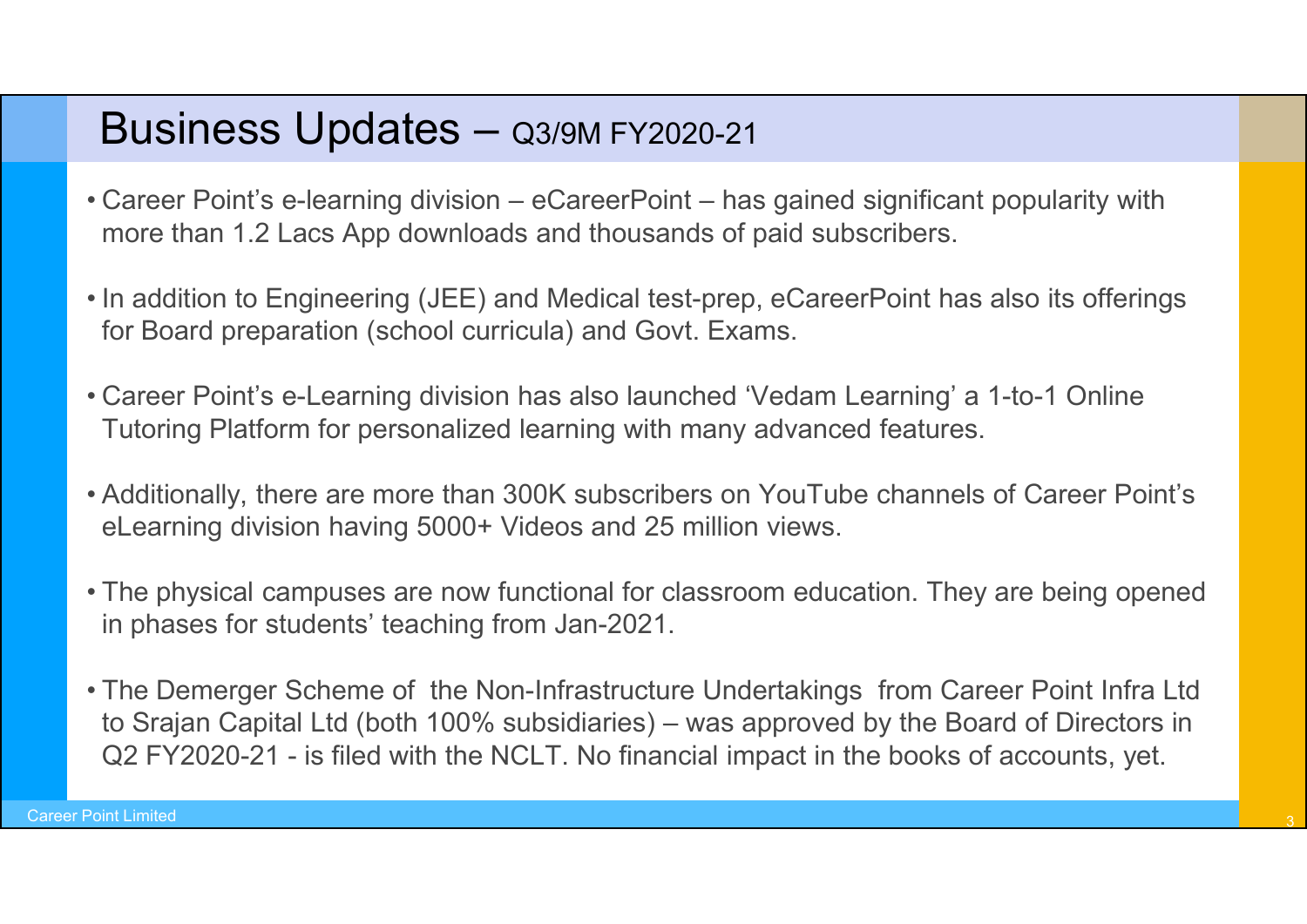# Business Updates – Q3/9M FY2020-21

- Career Point's e-learning division – eCareerPoint – has gained significant popularity with more than 1.2 Lacs App downloads and thousands of paid subscribers.
- In addition to Engineering (JEE) and Medical test-prep, eCareerPoint has also its offerings for Board preparation (school curricula) and Govt. Exams.
- Career Point's e-Learning division has also launched 'Vedam Learning' a 1-to-1 Online Tutoring Platform for personalized learning with many advanced features.
- Additionally, there are more than 300K subscribers on YouTube channels of Career Point's eLearning division having 5000+ Videos and 25 million views.
- The physical campuses are now functional for classroom education. They are being opened in phases for students' teaching from Jan-2021.
- The Demerger Scheme of the Non-Infrastructure Undertakings from Career Point Infra Ltd to Srajan Capital Ltd (both 100% subsidiaries) – was approved by the Board of Directors in Q2 FY2020-21 - is filed with the NCLT. No financial impact in the books of accounts, yet.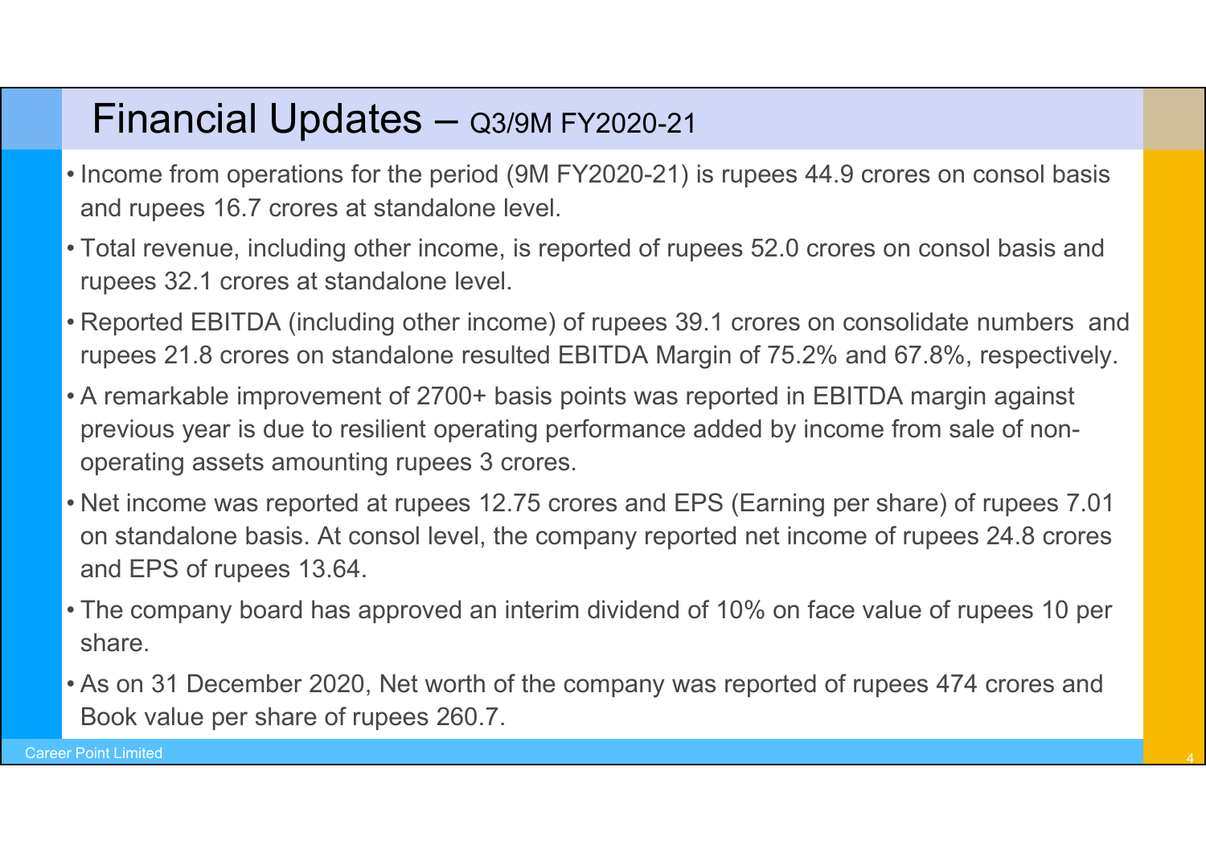# Financial Updates – Q3/9M FY2020-21

- Income from operations for the period (9M FY2020-21) is rupees 44.9 crores on consol basis and rupees 16.7 crores at standalone level.
- Total revenue, including other income, is reported of rupees 52.0 crores on consol basis and rupees 32.1 crores at standalone level.
- Reported EBITDA (including other income) of rupees 39.1 crores on consolidate numbers and rupees 21.8 crores on standalone resulted EBITDA Margin of 75.2% and 67.8%, respectively.
- A remarkable improvement of 2700+ basis points was reported in EBITDA margin against previous year is due to resilient operating performance added by income from sale of non-operating assets amounting rupees 3 crores.
- Net income was reported at rupees 12.75 crores and EPS (Earning per share) of rupees 7.01 on standalone basis. At consol level, the company reported net income of rupees 24.8 crores and EPS of rupees 13.64.
- The company board has approved an interim dividend of 10% on face value of rupees 10 per share.
- As on 31 December 2020, Net worth of the company was reported of rupees 474 crores and Book value per share of rupees 260.7.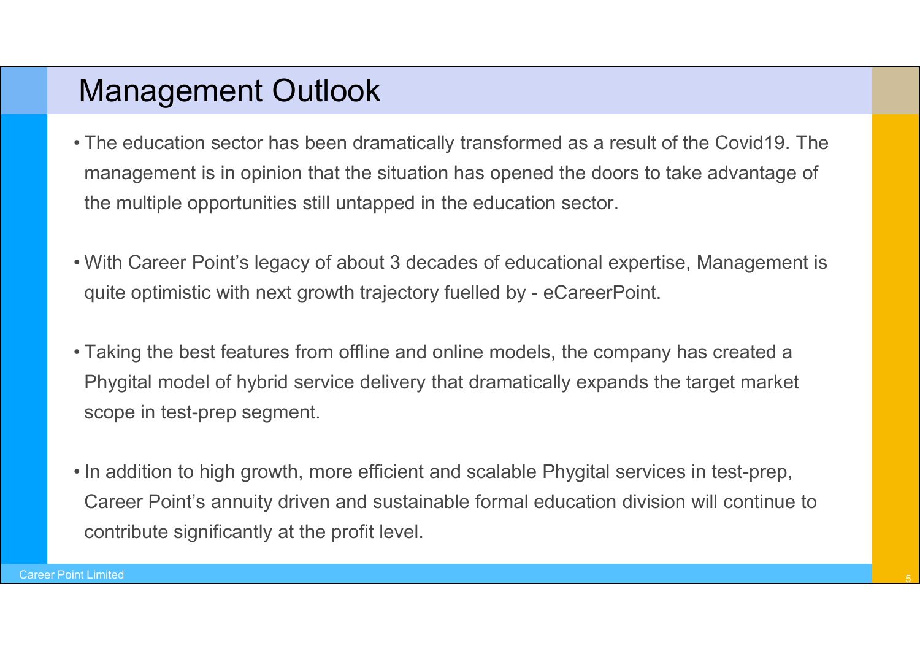# Management Outlook

- The education sector has been dramatically transformed as a result of the Covid19. The management is in opinion that the situation has opened the doors to take advantage of the multiple opportunities still untapped in the education sector.

- With Career Point's legacy of about 3 decades of educational expertise, Management is quite optimistic with next growth trajectory fuelled by - eCareerPoint.

- Taking the best features from offline and online models, the company has created a Phygital model of hybrid service delivery that dramatically expands the target market scope in test-prep segment.

- In addition to high growth, more efficient and scalable Phygital services in test-prep, Career Point's annuity driven and sustainable formal education division will continue to contribute significantly at the profit level.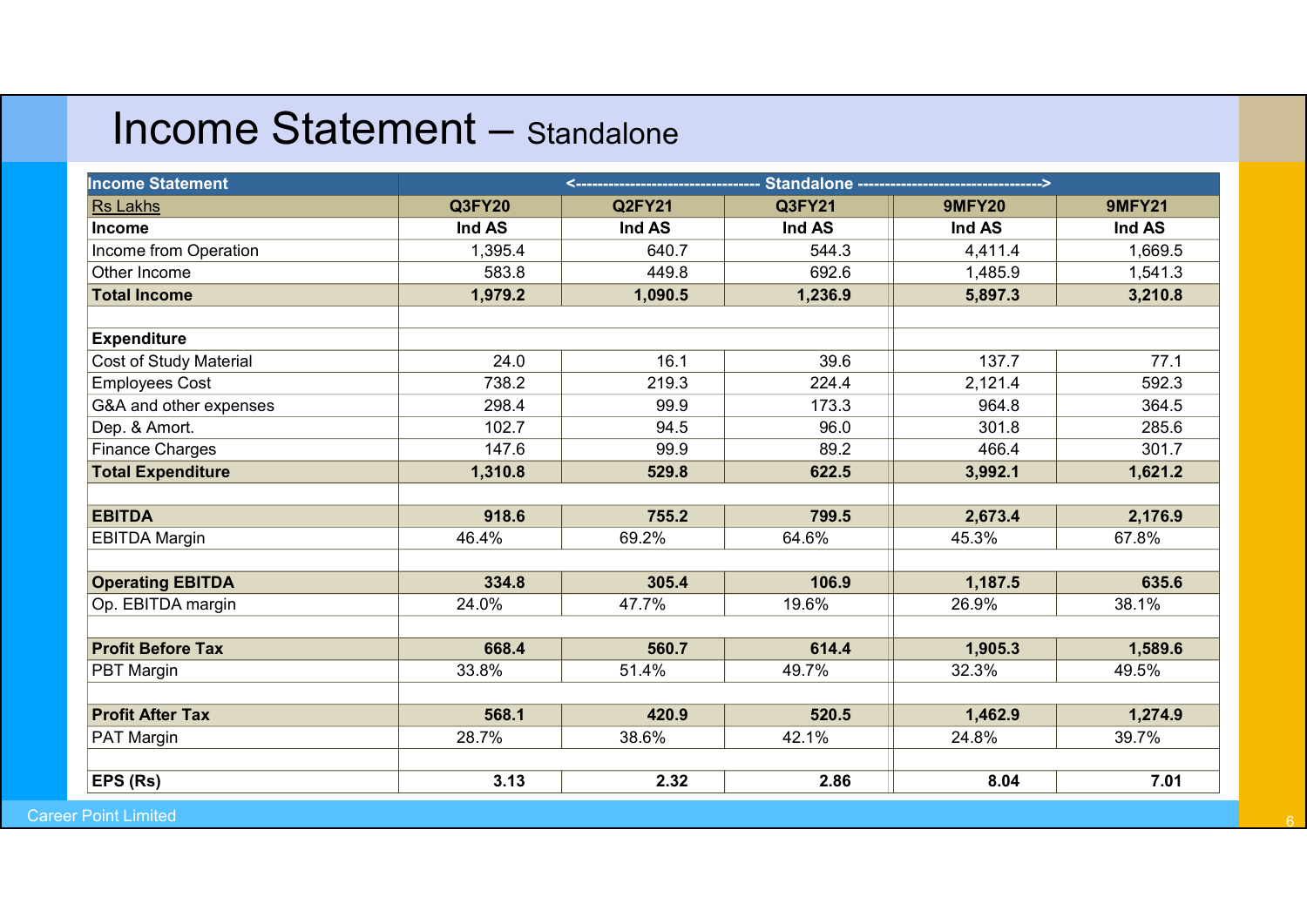# Income Statement – Standalone

| Income Statement | <------------ Standalone ------------> | | | | |
|---|---|---|---|---|---|
| Rs Lakhs | Q3FY20 | Q2FY21 | Q3FY21 | 9MFY20 | 9MFY21 |
| **Income** | **Ind AS** | **Ind AS** | **Ind AS** | **Ind AS** | **Ind AS** |
| Income from Operation | 1,395.4 | 640.7 | 544.3 | 4,411.4 | 1,669.5 |
| Other Income | 583.8 | 449.8 | 692.6 | 1,485.9 | 1,541.3 |
| **Total Income** | **1,979.2** | **1,090.5** | **1,236.9** | **5,897.3** | **3,210.8** |
| | | | | | |
| **Expenditure** | | | | | |
| Cost of Study Material | 24.0 | 16.1 | 39.6 | 137.7 | 77.1 |
| Employees Cost | 738.2 | 219.3 | 224.4 | 2,121.4 | 592.3 |
| G&A and other expenses | 298.4 | 99.9 | 173.3 | 964.8 | 364.5 |
| Dep. & Amort. | 102.7 | 94.5 | 96.0 | 301.8 | 285.6 |
| Finance Charges | 147.6 | 99.9 | 89.2 | 466.4 | 301.7 |
| **Total Expenditure** | **1,310.8** | **529.8** | **622.5** | **3,992.1** | **1,621.2** |
| | | | | | |
| **EBITDA** | **918.6** | **755.2** | **799.5** | **2,673.4** | **2,176.9** |
| EBITDA Margin | 46.4% | 69.2% | 64.6% | 45.3% | 67.8% |
| | | | | | |
| **Operating EBITDA** | **334.8** | **305.4** | **106.9** | **1,187.5** | **635.6** |
| Op. EBITDA margin | 24.0% | 47.7% | 19.6% | 26.9% | 38.1% |
| | | | | | |
| **Profit Before Tax** | **668.4** | **560.7** | **614.4** | **1,905.3** | **1,589.6** |
| PBT Margin | 33.8% | 51.4% | 49.7% | 32.3% | 49.5% |
| | | | | | |
| **Profit After Tax** | **568.1** | **420.9** | **520.5** | **1,462.9** | **1,274.9** |
| PAT Margin | 28.7% | 38.6% | 42.1% | 24.8% | 39.7% |
| | | | | | |
| **EPS (Rs)** | **3.13** | **2.32** | **2.86** | **8.04** | **7.01** |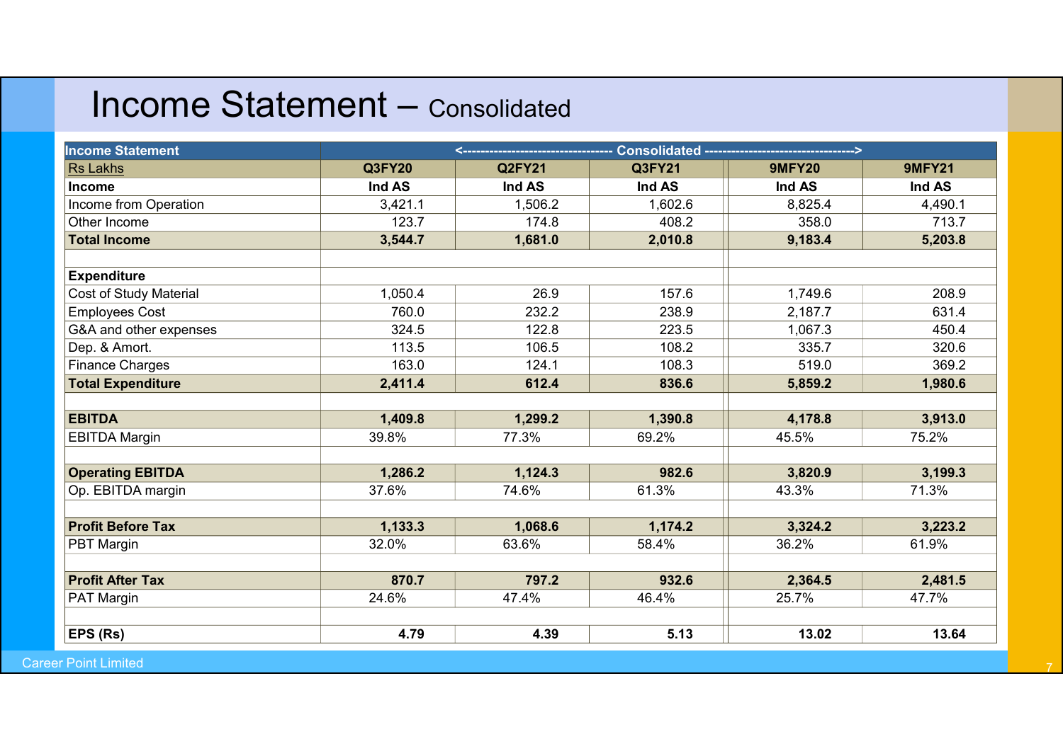# Income Statement – Consolidated

| Income Statement | <------------------------------- Consolidated -------------------------------> | | | | |
|---|---|---|---|---|---|
| Rs Lakhs | Q3FY20 | Q2FY21 | Q3FY21 | 9MFY20 | 9MFY21 |
| **Income** | **Ind AS** | **Ind AS** | **Ind AS** | **Ind AS** | **Ind AS** |
| Income from Operation | 3,421.1 | 1,506.2 | 1,602.6 | 8,825.4 | 4,490.1 |
| Other Income | 123.7 | 174.8 | 408.2 | 358.0 | 713.7 |
| **Total Income** | **3,544.7** | **1,681.0** | **2,010.8** | **9,183.4** | **5,203.8** |
| | | | | | |
| **Expenditure** | | | | | |
| Cost of Study Material | 1,050.4 | 26.9 | 157.6 | 1,749.6 | 208.9 |
| Employees Cost | 760.0 | 232.2 | 238.9 | 2,187.7 | 631.4 |
| G&A and other expenses | 324.5 | 122.8 | 223.5 | 1,067.3 | 450.4 |
| Dep. & Amort. | 113.5 | 106.5 | 108.2 | 335.7 | 320.6 |
| Finance Charges | 163.0 | 124.1 | 108.3 | 519.0 | 369.2 |
| **Total Expenditure** | **2,411.4** | **612.4** | **836.6** | **5,859.2** | **1,980.6** |
| | | | | | |
| **EBITDA** | **1,409.8** | **1,299.2** | **1,390.8** | **4,178.8** | **3,913.0** |
| EBITDA Margin | 39.8% | 77.3% | 69.2% | 45.5% | 75.2% |
| | | | | | |
| **Operating EBITDA** | **1,286.2** | **1,124.3** | **982.6** | **3,820.9** | **3,199.3** |
| Op. EBITDA margin | 37.6% | 74.6% | 61.3% | 43.3% | 71.3% |
| | | | | | |
| **Profit Before Tax** | **1,133.3** | **1,068.6** | **1,174.2** | **3,324.2** | **3,223.2** |
| PBT Margin | 32.0% | 63.6% | 58.4% | 36.2% | 61.9% |
| | | | | | |
| **Profit After Tax** | **870.7** | **797.2** | **932.6** | **2,364.5** | **2,481.5** |
| PAT Margin | 24.6% | 47.4% | 46.4% | 25.7% | 47.7% |
| | | | | | |
| **EPS (Rs)** | **4.79** | **4.39** | **5.13** | **13.02** | **13.64** |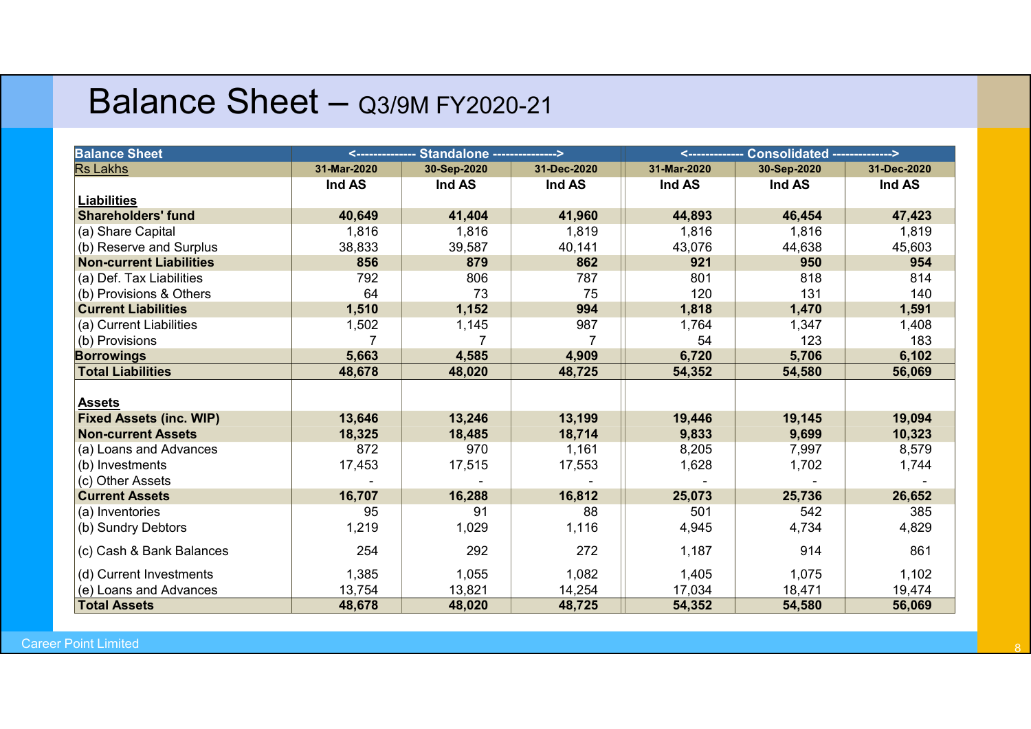# Balance Sheet – Q3/9M FY2020-21

| Balance Sheet | <-------------- Standalone --------------> | | | <------------- Consolidated -------------> | | |
|---|---|---|---|---|---|---|
| Rs Lakhs | 31-Mar-2020 | 30-Sep-2020 | 31-Dec-2020 | 31-Mar-2020 | 30-Sep-2020 | 31-Dec-2020 |
| | Ind AS | Ind AS | Ind AS | Ind AS | Ind AS | Ind AS |
| **Liabilities** | | | | | | |
| **Shareholders' fund** | **40,649** | **41,404** | **41,960** | **44,893** | **46,454** | **47,423** |
| (a) Share Capital | 1,816 | 1,816 | 1,819 | 1,816 | 1,816 | 1,819 |
| (b) Reserve and Surplus | 38,833 | 39,587 | 40,141 | 43,076 | 44,638 | 45,603 |
| **Non-current Liabilities** | **856** | **879** | **862** | **921** | **950** | **954** |
| (a) Def. Tax Liabilities | 792 | 806 | 787 | 801 | 818 | 814 |
| (b) Provisions & Others | 64 | 73 | 75 | 120 | 131 | 140 |
| **Current Liabilities** | **1,510** | **1,152** | **994** | **1,818** | **1,470** | **1,591** |
| (a) Current Liabilities | 1,502 | 1,145 | 987 | 1,764 | 1,347 | 1,408 |
| (b) Provisions | 7 | 7 | 7 | 54 | 123 | 183 |
| **Borrowings** | **5,663** | **4,585** | **4,909** | **6,720** | **5,706** | **6,102** |
| **Total Liabilities** | **48,678** | **48,020** | **48,725** | **54,352** | **54,580** | **56,069** |
| **Assets** | | | | | | |
| **Fixed Assets (inc. WIP)** | **13,646** | **13,246** | **13,199** | **19,446** | **19,145** | **19,094** |
| **Non-current Assets** | **18,325** | **18,485** | **18,714** | **9,833** | **9,699** | **10,323** |
| (a) Loans and Advances | 872 | 970 | 1,161 | 8,205 | 7,997 | 8,579 |
| (b) Investments | 17,453 | 17,515 | 17,553 | 1,628 | 1,702 | 1,744 |
| (c) Other Assets | - | - | - | - | - | - |
| **Current Assets** | **16,707** | **16,288** | **16,812** | **25,073** | **25,736** | **26,652** |
| (a) Inventories | 95 | 91 | 88 | 501 | 542 | 385 |
| (b) Sundry Debtors | 1,219 | 1,029 | 1,116 | 4,945 | 4,734 | 4,829 |
| (c) Cash & Bank Balances | 254 | 292 | 272 | 1,187 | 914 | 861 |
| (d) Current Investments | 1,385 | 1,055 | 1,082 | 1,405 | 1,075 | 1,102 |
| (e) Loans and Advances | 13,754 | 13,821 | 14,254 | 17,034 | 18,471 | 19,474 |
| **Total Assets** | **48,678** | **48,020** | **48,725** | **54,352** | **54,580** | **56,069** |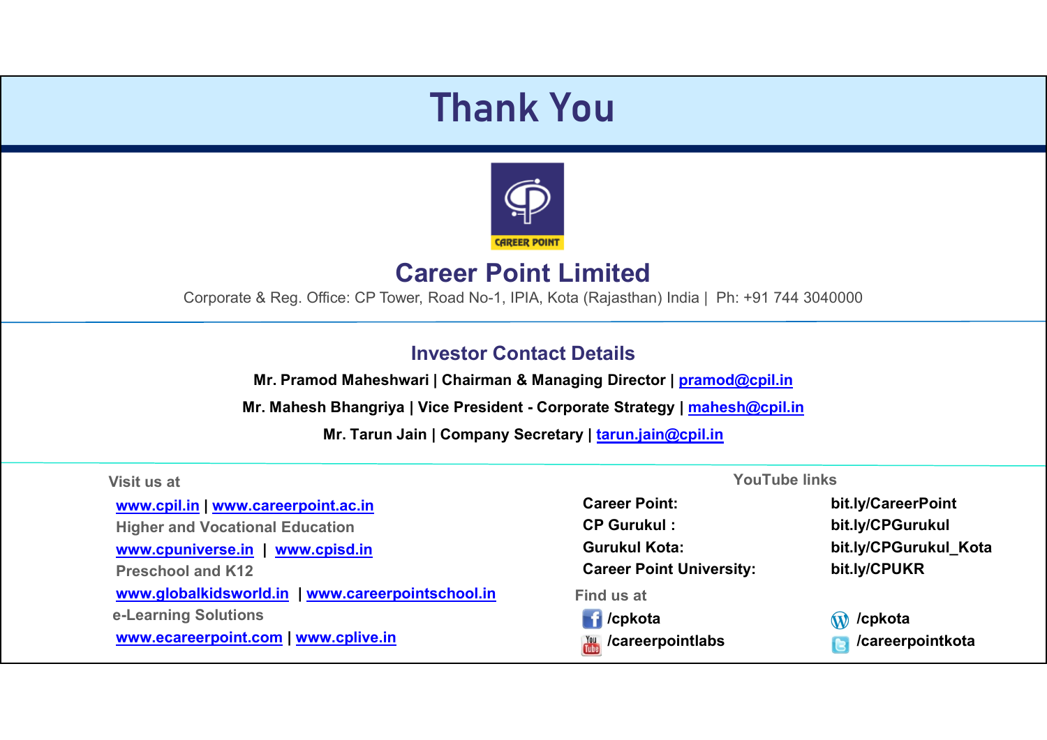# Thank You

## Career Point Limited

Corporate & Reg. Office: CP Tower, Road No-1, IPIA, Kota (Rajasthan) India | Ph: +91 744 3040000

### Investor Contact Details

**Mr. Pramod Maheshwari | Chairman & Managing Director | pramod@cpil.in**

**Mr. Mahesh Bhangriya | Vice President - Corporate Strategy | mahesh@cpil.in**

**Mr. Tarun Jain | Company Secretary | tarun.jain@cpil.in**

**Visit us at**

www.cpil.in | www.careerpoint.ac.in

Higher and Vocational Education

www.cpuniverse.in | www.cpisd.in

Preschool and K12

www.globalkidsworld.in | www.careerpointschool.in

e-Learning Solutions

www.ecareerpoint.com | www.cplive.in

**YouTube links**

| | |
|---|---|
| Career Point: | bit.ly/CareerPoint |
| CP Gurukul : | bit.ly/CPGurukul |
| Gurukul Kota: | bit.ly/CPGurukul_Kota |
| Career Point University: | bit.ly/CPUKR |

**Find us at**

/cpkota

/careerpointlabs

/cpkota

/careerpointkota